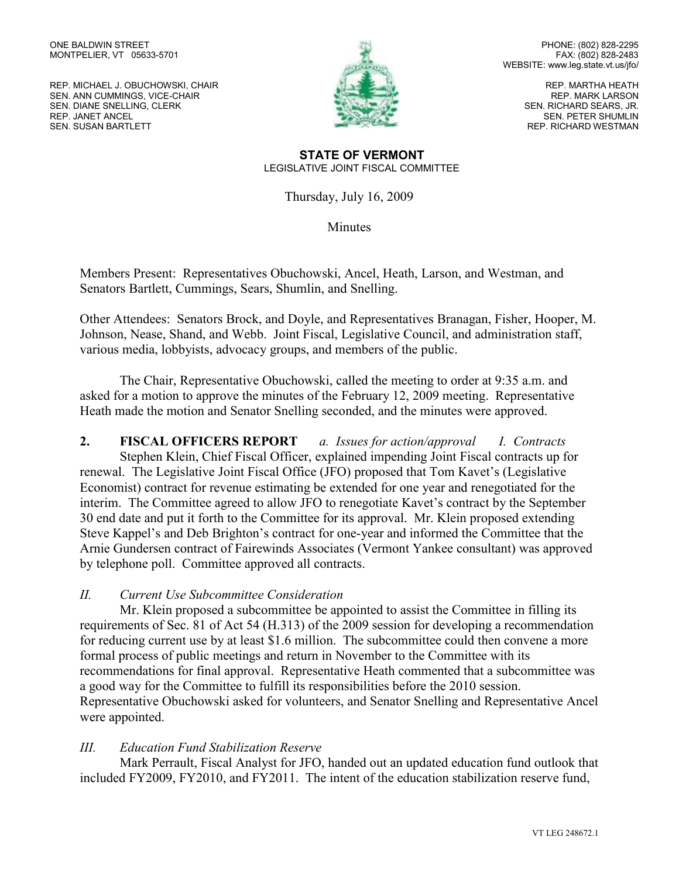ONE BALDWIN STREET
MONTPELIER, VT 05633-5701

REP. MICHAEL J. OBUCHOWSKI, CHAIR
SEN. ANN CUMMINGS, VICE-CHAIR
SEN. DIANE SNELLING, CLERK
REP. JANET ANCEL
SEN. SUSAN BARTLETT

PHONE: (802) 828-2295
FAX: (802) 828-2483
WEBSITE: www.leg.state.vt.us/jfo/

REP. MARTHA HEATH
REP. MARK LARSON
SEN. RICHARD SEARS, JR.
SEN. PETER SHUMLIN
REP. RICHARD WESTMAN

**STATE OF VERMONT**
LEGISLATIVE JOINT FISCAL COMMITTEE

Thursday, July 16, 2009

Minutes

Members Present: Representatives Obuchowski, Ancel, Heath, Larson, and Westman, and Senators Bartlett, Cummings, Sears, Shumlin, and Snelling.

Other Attendees: Senators Brock, and Doyle, and Representatives Branagan, Fisher, Hooper, M. Johnson, Nease, Shand, and Webb. Joint Fiscal, Legislative Council, and administration staff, various media, lobbyists, advocacy groups, and members of the public.

The Chair, Representative Obuchowski, called the meeting to order at 9:35 a.m. and asked for a motion to approve the minutes of the February 12, 2009 meeting. Representative Heath made the motion and Senator Snelling seconded, and the minutes were approved.

**2. FISCAL OFFICERS REPORT** *a. Issues for action/approval* *I. Contracts*

Stephen Klein, Chief Fiscal Officer, explained impending Joint Fiscal contracts up for renewal. The Legislative Joint Fiscal Office (JFO) proposed that Tom Kavet's (Legislative Economist) contract for revenue estimating be extended for one year and renegotiated for the interim. The Committee agreed to allow JFO to renegotiate Kavet's contract by the September 30 end date and put it forth to the Committee for its approval. Mr. Klein proposed extending Steve Kappel's and Deb Brighton's contract for one-year and informed the Committee that the Arnie Gundersen contract of Fairewinds Associates (Vermont Yankee consultant) was approved by telephone poll. Committee approved all contracts.

*II. Current Use Subcommittee Consideration*

Mr. Klein proposed a subcommittee be appointed to assist the Committee in filling its requirements of Sec. 81 of Act 54 (H.313) of the 2009 session for developing a recommendation for reducing current use by at least $1.6 million. The subcommittee could then convene a more formal process of public meetings and return in November to the Committee with its recommendations for final approval. Representative Heath commented that a subcommittee was a good way for the Committee to fulfill its responsibilities before the 2010 session. Representative Obuchowski asked for volunteers, and Senator Snelling and Representative Ancel were appointed.

*III. Education Fund Stabilization Reserve*

Mark Perrault, Fiscal Analyst for JFO, handed out an updated education fund outlook that included FY2009, FY2010, and FY2011. The intent of the education stabilization reserve fund,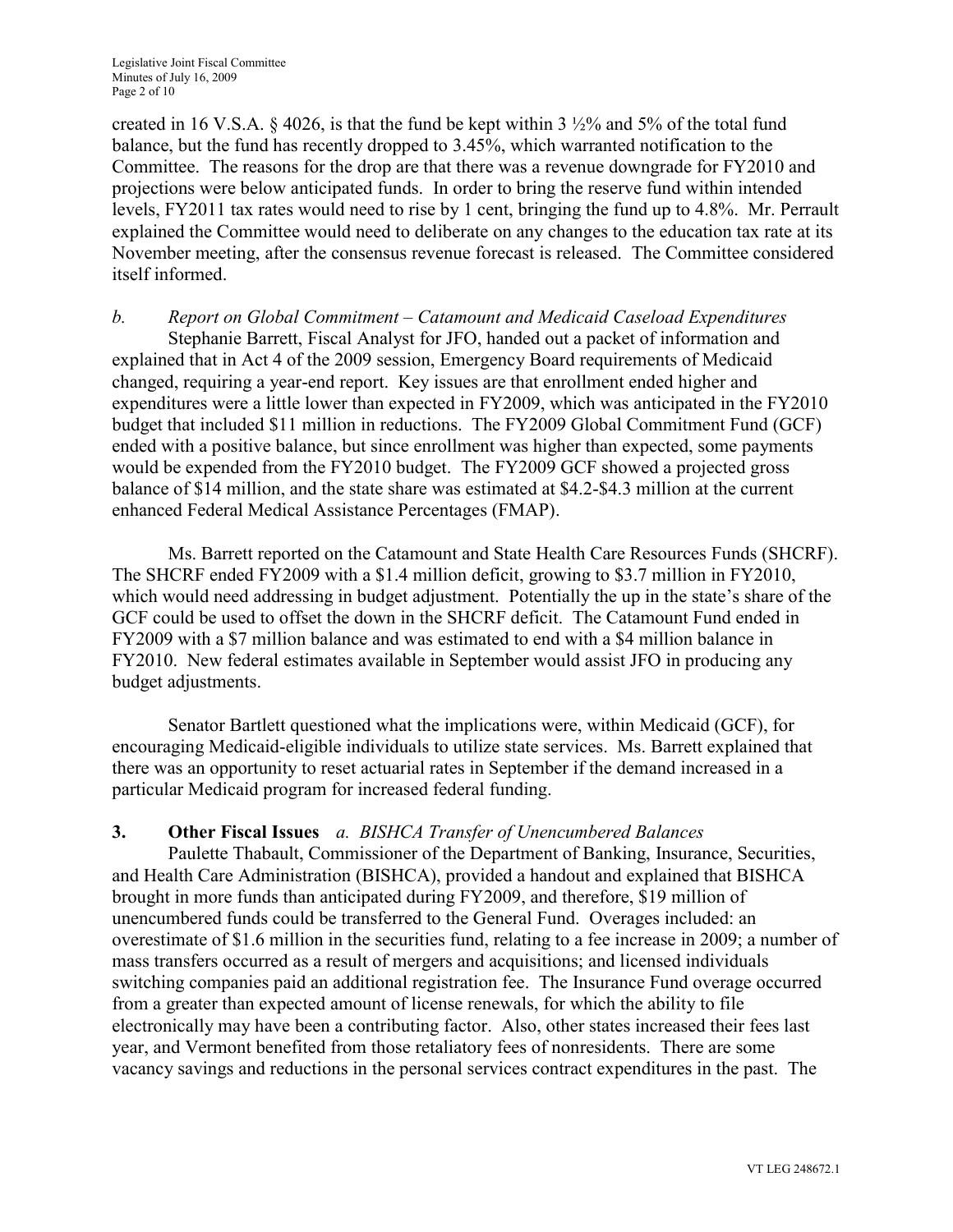created in 16 V.S.A. § 4026, is that the fund be kept within 3 ½% and 5% of the total fund balance, but the fund has recently dropped to 3.45%, which warranted notification to the Committee. The reasons for the drop are that there was a revenue downgrade for FY2010 and projections were below anticipated funds. In order to bring the reserve fund within intended levels, FY2011 tax rates would need to rise by 1 cent, bringing the fund up to 4.8%. Mr. Perrault explained the Committee would need to deliberate on any changes to the education tax rate at its November meeting, after the consensus revenue forecast is released. The Committee considered itself informed.

*b. Report on Global Commitment – Catamount and Medicaid Caseload Expenditures*

Stephanie Barrett, Fiscal Analyst for JFO, handed out a packet of information and explained that in Act 4 of the 2009 session, Emergency Board requirements of Medicaid changed, requiring a year-end report. Key issues are that enrollment ended higher and expenditures were a little lower than expected in FY2009, which was anticipated in the FY2010 budget that included $11 million in reductions. The FY2009 Global Commitment Fund (GCF) ended with a positive balance, but since enrollment was higher than expected, some payments would be expended from the FY2010 budget. The FY2009 GCF showed a projected gross balance of $14 million, and the state share was estimated at $4.2-$4.3 million at the current enhanced Federal Medical Assistance Percentages (FMAP).

Ms. Barrett reported on the Catamount and State Health Care Resources Funds (SHCRF). The SHCRF ended FY2009 with a $1.4 million deficit, growing to $3.7 million in FY2010, which would need addressing in budget adjustment. Potentially the up in the state's share of the GCF could be used to offset the down in the SHCRF deficit. The Catamount Fund ended in FY2009 with a $7 million balance and was estimated to end with a $4 million balance in FY2010. New federal estimates available in September would assist JFO in producing any budget adjustments.

Senator Bartlett questioned what the implications were, within Medicaid (GCF), for encouraging Medicaid-eligible individuals to utilize state services. Ms. Barrett explained that there was an opportunity to reset actuarial rates in September if the demand increased in a particular Medicaid program for increased federal funding.

**3. Other Fiscal Issues** *a. BISHCA Transfer of Unencumbered Balances*

Paulette Thabault, Commissioner of the Department of Banking, Insurance, Securities, and Health Care Administration (BISHCA), provided a handout and explained that BISHCA brought in more funds than anticipated during FY2009, and therefore, $19 million of unencumbered funds could be transferred to the General Fund. Overages included: an overestimate of $1.6 million in the securities fund, relating to a fee increase in 2009; a number of mass transfers occurred as a result of mergers and acquisitions; and licensed individuals switching companies paid an additional registration fee. The Insurance Fund overage occurred from a greater than expected amount of license renewals, for which the ability to file electronically may have been a contributing factor. Also, other states increased their fees last year, and Vermont benefited from those retaliatory fees of nonresidents. There are some vacancy savings and reductions in the personal services contract expenditures in the past. The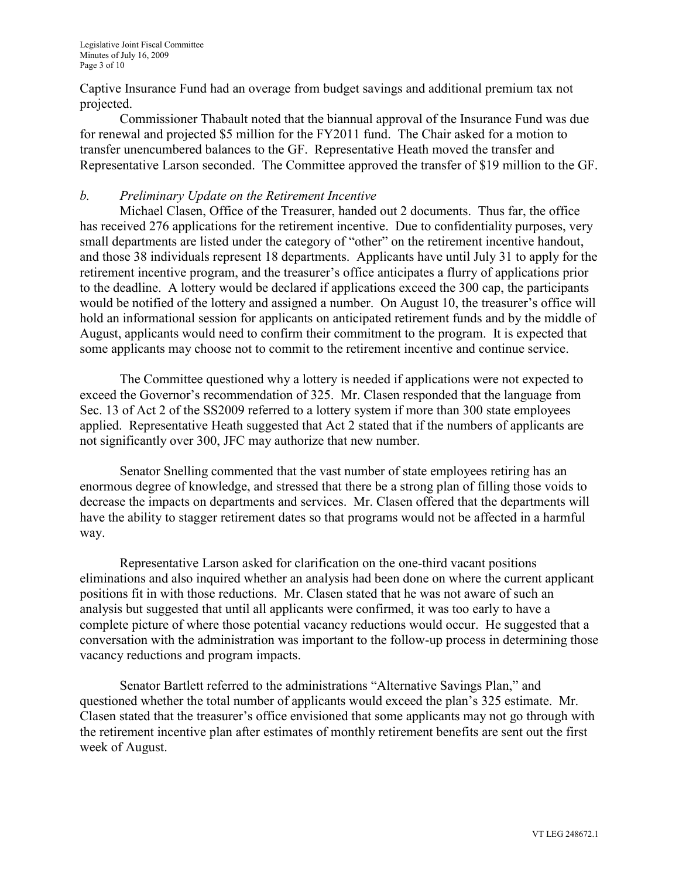Captive Insurance Fund had an overage from budget savings and additional premium tax not projected.

Commissioner Thabault noted that the biannual approval of the Insurance Fund was due for renewal and projected $5 million for the FY2011 fund. The Chair asked for a motion to transfer unencumbered balances to the GF. Representative Heath moved the transfer and Representative Larson seconded. The Committee approved the transfer of $19 million to the GF.

*b. Preliminary Update on the Retirement Incentive*

Michael Clasen, Office of the Treasurer, handed out 2 documents. Thus far, the office has received 276 applications for the retirement incentive. Due to confidentiality purposes, very small departments are listed under the category of "other" on the retirement incentive handout, and those 38 individuals represent 18 departments. Applicants have until July 31 to apply for the retirement incentive program, and the treasurer's office anticipates a flurry of applications prior to the deadline. A lottery would be declared if applications exceed the 300 cap, the participants would be notified of the lottery and assigned a number. On August 10, the treasurer's office will hold an informational session for applicants on anticipated retirement funds and by the middle of August, applicants would need to confirm their commitment to the program. It is expected that some applicants may choose not to commit to the retirement incentive and continue service.

The Committee questioned why a lottery is needed if applications were not expected to exceed the Governor's recommendation of 325. Mr. Clasen responded that the language from Sec. 13 of Act 2 of the SS2009 referred to a lottery system if more than 300 state employees applied. Representative Heath suggested that Act 2 stated that if the numbers of applicants are not significantly over 300, JFC may authorize that new number.

Senator Snelling commented that the vast number of state employees retiring has an enormous degree of knowledge, and stressed that there be a strong plan of filling those voids to decrease the impacts on departments and services. Mr. Clasen offered that the departments will have the ability to stagger retirement dates so that programs would not be affected in a harmful way.

Representative Larson asked for clarification on the one-third vacant positions eliminations and also inquired whether an analysis had been done on where the current applicant positions fit in with those reductions. Mr. Clasen stated that he was not aware of such an analysis but suggested that until all applicants were confirmed, it was too early to have a complete picture of where those potential vacancy reductions would occur. He suggested that a conversation with the administration was important to the follow-up process in determining those vacancy reductions and program impacts.

Senator Bartlett referred to the administrations "Alternative Savings Plan," and questioned whether the total number of applicants would exceed the plan's 325 estimate. Mr. Clasen stated that the treasurer's office envisioned that some applicants may not go through with the retirement incentive plan after estimates of monthly retirement benefits are sent out the first week of August.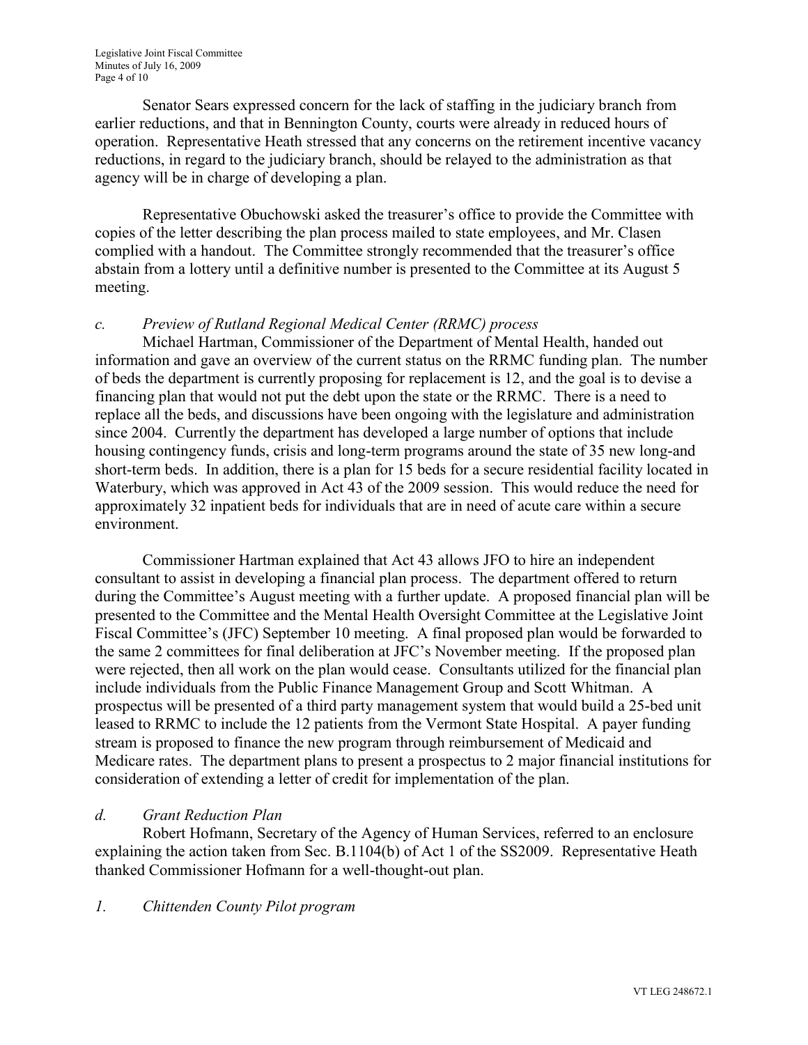Senator Sears expressed concern for the lack of staffing in the judiciary branch from earlier reductions, and that in Bennington County, courts were already in reduced hours of operation. Representative Heath stressed that any concerns on the retirement incentive vacancy reductions, in regard to the judiciary branch, should be relayed to the administration as that agency will be in charge of developing a plan.

Representative Obuchowski asked the treasurer's office to provide the Committee with copies of the letter describing the plan process mailed to state employees, and Mr. Clasen complied with a handout. The Committee strongly recommended that the treasurer's office abstain from a lottery until a definitive number is presented to the Committee at its August 5 meeting.

*c. Preview of Rutland Regional Medical Center (RRMC) process*

Michael Hartman, Commissioner of the Department of Mental Health, handed out information and gave an overview of the current status on the RRMC funding plan. The number of beds the department is currently proposing for replacement is 12, and the goal is to devise a financing plan that would not put the debt upon the state or the RRMC. There is a need to replace all the beds, and discussions have been ongoing with the legislature and administration since 2004. Currently the department has developed a large number of options that include housing contingency funds, crisis and long-term programs around the state of 35 new long-and short-term beds. In addition, there is a plan for 15 beds for a secure residential facility located in Waterbury, which was approved in Act 43 of the 2009 session. This would reduce the need for approximately 32 inpatient beds for individuals that are in need of acute care within a secure environment.

Commissioner Hartman explained that Act 43 allows JFO to hire an independent consultant to assist in developing a financial plan process. The department offered to return during the Committee's August meeting with a further update. A proposed financial plan will be presented to the Committee and the Mental Health Oversight Committee at the Legislative Joint Fiscal Committee's (JFC) September 10 meeting. A final proposed plan would be forwarded to the same 2 committees for final deliberation at JFC's November meeting. If the proposed plan were rejected, then all work on the plan would cease. Consultants utilized for the financial plan include individuals from the Public Finance Management Group and Scott Whitman. A prospectus will be presented of a third party management system that would build a 25-bed unit leased to RRMC to include the 12 patients from the Vermont State Hospital. A payer funding stream is proposed to finance the new program through reimbursement of Medicaid and Medicare rates. The department plans to present a prospectus to 2 major financial institutions for consideration of extending a letter of credit for implementation of the plan.

*d. Grant Reduction Plan*

Robert Hofmann, Secretary of the Agency of Human Services, referred to an enclosure explaining the action taken from Sec. B.1104(b) of Act 1 of the SS2009. Representative Heath thanked Commissioner Hofmann for a well-thought-out plan.

*1. Chittenden County Pilot program*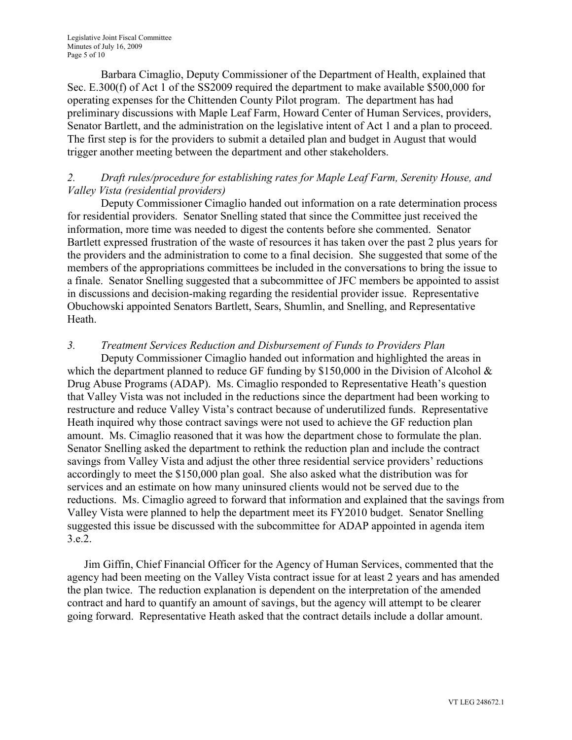Barbara Cimaglio, Deputy Commissioner of the Department of Health, explained that Sec. E.300(f) of Act 1 of the SS2009 required the department to make available $500,000 for operating expenses for the Chittenden County Pilot program. The department has had preliminary discussions with Maple Leaf Farm, Howard Center of Human Services, providers, Senator Bartlett, and the administration on the legislative intent of Act 1 and a plan to proceed. The first step is for the providers to submit a detailed plan and budget in August that would trigger another meeting between the department and other stakeholders.

*2. Draft rules/procedure for establishing rates for Maple Leaf Farm, Serenity House, and Valley Vista (residential providers)*

Deputy Commissioner Cimaglio handed out information on a rate determination process for residential providers. Senator Snelling stated that since the Committee just received the information, more time was needed to digest the contents before she commented. Senator Bartlett expressed frustration of the waste of resources it has taken over the past 2 plus years for the providers and the administration to come to a final decision. She suggested that some of the members of the appropriations committees be included in the conversations to bring the issue to a finale. Senator Snelling suggested that a subcommittee of JFC members be appointed to assist in discussions and decision-making regarding the residential provider issue. Representative Obuchowski appointed Senators Bartlett, Sears, Shumlin, and Snelling, and Representative Heath.

*3. Treatment Services Reduction and Disbursement of Funds to Providers Plan*

Deputy Commissioner Cimaglio handed out information and highlighted the areas in which the department planned to reduce GF funding by $150,000 in the Division of Alcohol & Drug Abuse Programs (ADAP). Ms. Cimaglio responded to Representative Heath's question that Valley Vista was not included in the reductions since the department had been working to restructure and reduce Valley Vista's contract because of underutilized funds. Representative Heath inquired why those contract savings were not used to achieve the GF reduction plan amount. Ms. Cimaglio reasoned that it was how the department chose to formulate the plan. Senator Snelling asked the department to rethink the reduction plan and include the contract savings from Valley Vista and adjust the other three residential service providers' reductions accordingly to meet the $150,000 plan goal. She also asked what the distribution was for services and an estimate on how many uninsured clients would not be served due to the reductions. Ms. Cimaglio agreed to forward that information and explained that the savings from Valley Vista were planned to help the department meet its FY2010 budget. Senator Snelling suggested this issue be discussed with the subcommittee for ADAP appointed in agenda item 3.e.2.

Jim Giffin, Chief Financial Officer for the Agency of Human Services, commented that the agency had been meeting on the Valley Vista contract issue for at least 2 years and has amended the plan twice. The reduction explanation is dependent on the interpretation of the amended contract and hard to quantify an amount of savings, but the agency will attempt to be clearer going forward. Representative Heath asked that the contract details include a dollar amount.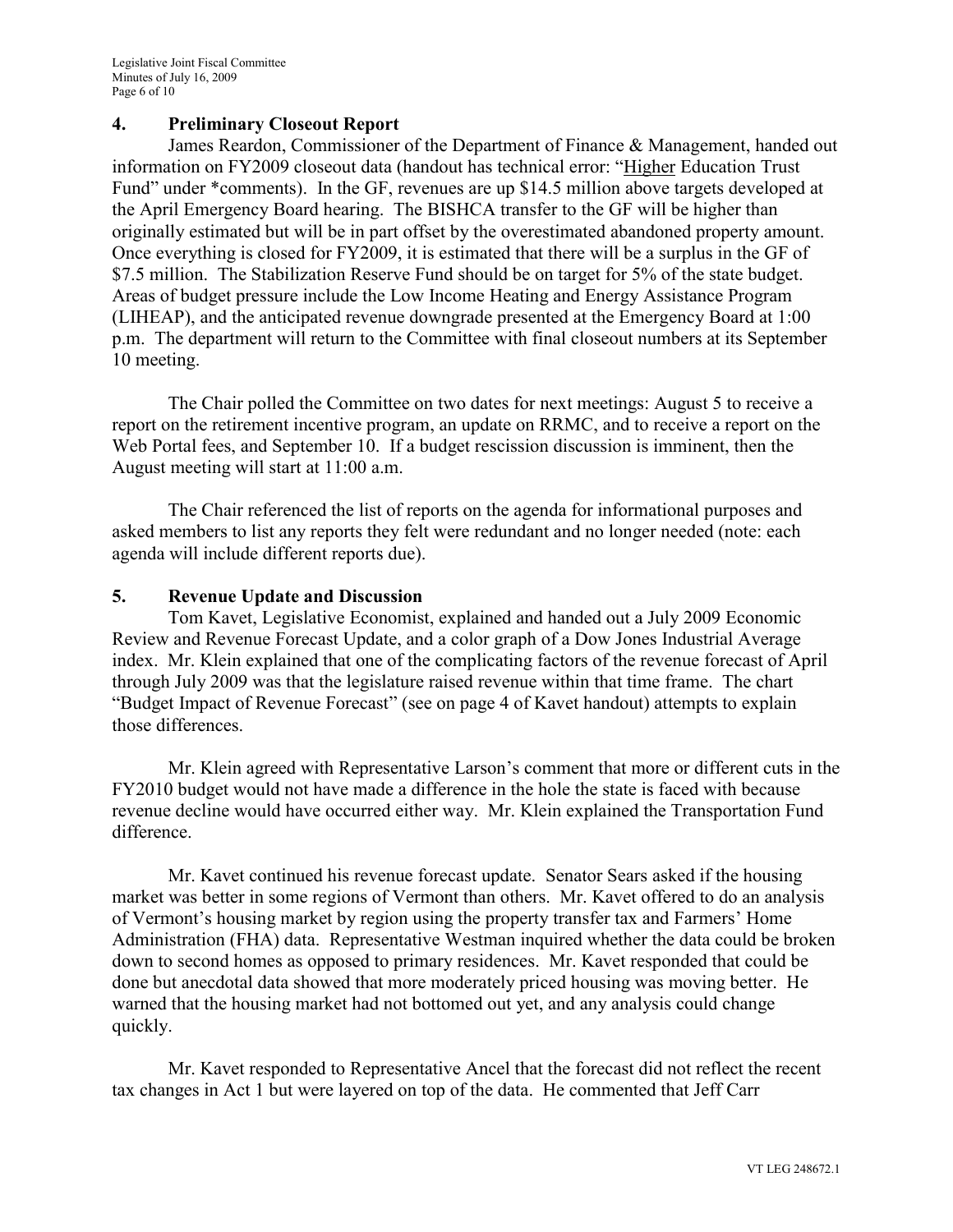## 4. Preliminary Closeout Report

James Reardon, Commissioner of the Department of Finance & Management, handed out information on FY2009 closeout data (handout has technical error: "Higher Education Trust Fund" under *comments). In the GF, revenues are up $14.5 million above targets developed at the April Emergency Board hearing. The BISHCA transfer to the GF will be higher than originally estimated but will be in part offset by the overestimated abandoned property amount. Once everything is closed for FY2009, it is estimated that there will be a surplus in the GF of $7.5 million. The Stabilization Reserve Fund should be on target for 5% of the state budget. Areas of budget pressure include the Low Income Heating and Energy Assistance Program (LIHEAP), and the anticipated revenue downgrade presented at the Emergency Board at 1:00 p.m. The department will return to the Committee with final closeout numbers at its September 10 meeting.

The Chair polled the Committee on two dates for next meetings: August 5 to receive a report on the retirement incentive program, an update on RRMC, and to receive a report on the Web Portal fees, and September 10. If a budget rescission discussion is imminent, then the August meeting will start at 11:00 a.m.

The Chair referenced the list of reports on the agenda for informational purposes and asked members to list any reports they felt were redundant and no longer needed (note: each agenda will include different reports due).

## 5. Revenue Update and Discussion

Tom Kavet, Legislative Economist, explained and handed out a July 2009 Economic Review and Revenue Forecast Update, and a color graph of a Dow Jones Industrial Average index. Mr. Klein explained that one of the complicating factors of the revenue forecast of April through July 2009 was that the legislature raised revenue within that time frame. The chart "Budget Impact of Revenue Forecast" (see on page 4 of Kavet handout) attempts to explain those differences.

Mr. Klein agreed with Representative Larson's comment that more or different cuts in the FY2010 budget would not have made a difference in the hole the state is faced with because revenue decline would have occurred either way. Mr. Klein explained the Transportation Fund difference.

Mr. Kavet continued his revenue forecast update. Senator Sears asked if the housing market was better in some regions of Vermont than others. Mr. Kavet offered to do an analysis of Vermont's housing market by region using the property transfer tax and Farmers' Home Administration (FHA) data. Representative Westman inquired whether the data could be broken down to second homes as opposed to primary residences. Mr. Kavet responded that could be done but anecdotal data showed that more moderately priced housing was moving better. He warned that the housing market had not bottomed out yet, and any analysis could change quickly.

Mr. Kavet responded to Representative Ancel that the forecast did not reflect the recent tax changes in Act 1 but were layered on top of the data. He commented that Jeff Carr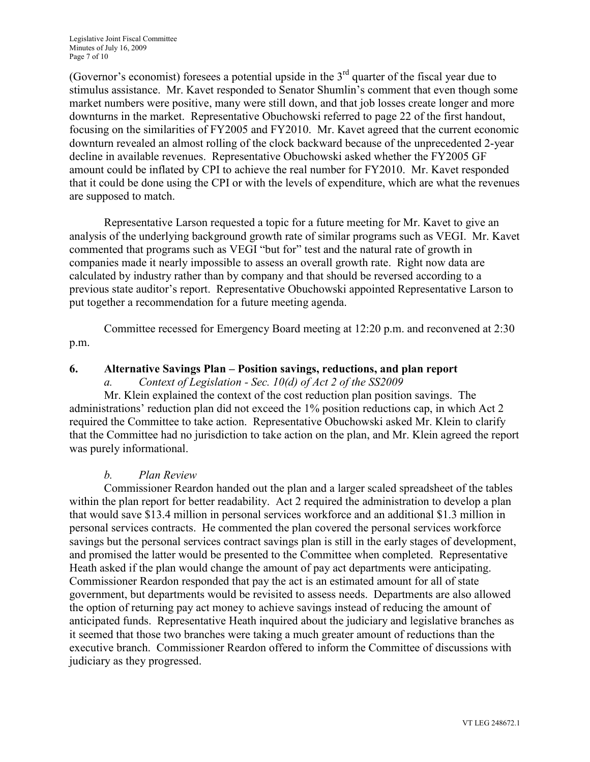(Governor's economist) foresees a potential upside in the 3rd quarter of the fiscal year due to stimulus assistance. Mr. Kavet responded to Senator Shumlin's comment that even though some market numbers were positive, many were still down, and that job losses create longer and more downturns in the market. Representative Obuchowski referred to page 22 of the first handout, focusing on the similarities of FY2005 and FY2010. Mr. Kavet agreed that the current economic downturn revealed an almost rolling of the clock backward because of the unprecedented 2-year decline in available revenues. Representative Obuchowski asked whether the FY2005 GF amount could be inflated by CPI to achieve the real number for FY2010. Mr. Kavet responded that it could be done using the CPI or with the levels of expenditure, which are what the revenues are supposed to match.

Representative Larson requested a topic for a future meeting for Mr. Kavet to give an analysis of the underlying background growth rate of similar programs such as VEGI. Mr. Kavet commented that programs such as VEGI "but for" test and the natural rate of growth in companies made it nearly impossible to assess an overall growth rate. Right now data are calculated by industry rather than by company and that should be reversed according to a previous state auditor's report. Representative Obuchowski appointed Representative Larson to put together a recommendation for a future meeting agenda.

Committee recessed for Emergency Board meeting at 12:20 p.m. and reconvened at 2:30 p.m.

## 6. Alternative Savings Plan – Position savings, reductions, and plan report

### *a. Context of Legislation - Sec. 10(d) of Act 2 of the SS2009*

Mr. Klein explained the context of the cost reduction plan position savings. The administrations' reduction plan did not exceed the 1% position reductions cap, in which Act 2 required the Committee to take action. Representative Obuchowski asked Mr. Klein to clarify that the Committee had no jurisdiction to take action on the plan, and Mr. Klein agreed the report was purely informational.

### *b. Plan Review*

Commissioner Reardon handed out the plan and a larger scaled spreadsheet of the tables within the plan report for better readability. Act 2 required the administration to develop a plan that would save \$13.4 million in personal services workforce and an additional \$1.3 million in personal services contracts. He commented the plan covered the personal services workforce savings but the personal services contract savings plan is still in the early stages of development, and promised the latter would be presented to the Committee when completed. Representative Heath asked if the plan would change the amount of pay act departments were anticipating. Commissioner Reardon responded that pay the act is an estimated amount for all of state government, but departments would be revisited to assess needs. Departments are also allowed the option of returning pay act money to achieve savings instead of reducing the amount of anticipated funds. Representative Heath inquired about the judiciary and legislative branches as it seemed that those two branches were taking a much greater amount of reductions than the executive branch. Commissioner Reardon offered to inform the Committee of discussions with judiciary as they progressed.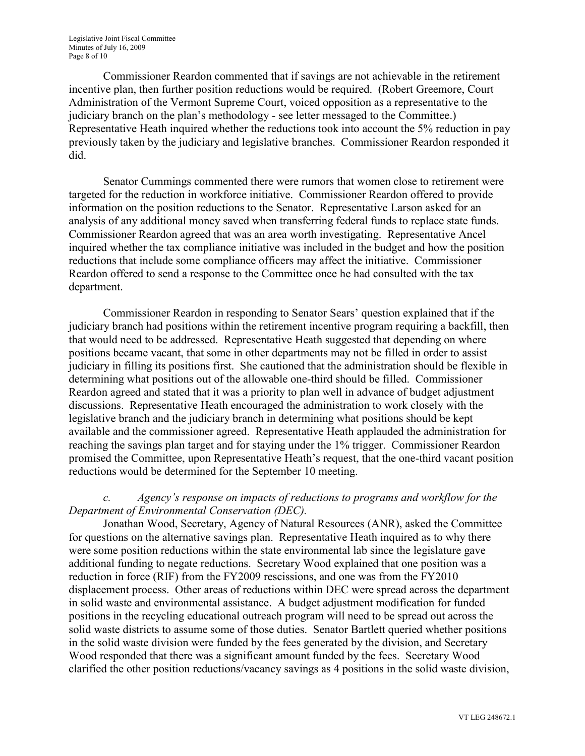Commissioner Reardon commented that if savings are not achievable in the retirement incentive plan, then further position reductions would be required. (Robert Greemore, Court Administration of the Vermont Supreme Court, voiced opposition as a representative to the judiciary branch on the plan's methodology - see letter messaged to the Committee.) Representative Heath inquired whether the reductions took into account the 5% reduction in pay previously taken by the judiciary and legislative branches. Commissioner Reardon responded it did.

Senator Cummings commented there were rumors that women close to retirement were targeted for the reduction in workforce initiative. Commissioner Reardon offered to provide information on the position reductions to the Senator. Representative Larson asked for an analysis of any additional money saved when transferring federal funds to replace state funds. Commissioner Reardon agreed that was an area worth investigating. Representative Ancel inquired whether the tax compliance initiative was included in the budget and how the position reductions that include some compliance officers may affect the initiative. Commissioner Reardon offered to send a response to the Committee once he had consulted with the tax department.

Commissioner Reardon in responding to Senator Sears' question explained that if the judiciary branch had positions within the retirement incentive program requiring a backfill, then that would need to be addressed. Representative Heath suggested that depending on where positions became vacant, that some in other departments may not be filled in order to assist judiciary in filling its positions first. She cautioned that the administration should be flexible in determining what positions out of the allowable one-third should be filled. Commissioner Reardon agreed and stated that it was a priority to plan well in advance of budget adjustment discussions. Representative Heath encouraged the administration to work closely with the legislative branch and the judiciary branch in determining what positions should be kept available and the commissioner agreed. Representative Heath applauded the administration for reaching the savings plan target and for staying under the 1% trigger. Commissioner Reardon promised the Committee, upon Representative Heath's request, that the one-third vacant position reductions would be determined for the September 10 meeting.

*c. Agency's response on impacts of reductions to programs and workflow for the Department of Environmental Conservation (DEC).*

Jonathan Wood, Secretary, Agency of Natural Resources (ANR), asked the Committee for questions on the alternative savings plan. Representative Heath inquired as to why there were some position reductions within the state environmental lab since the legislature gave additional funding to negate reductions. Secretary Wood explained that one position was a reduction in force (RIF) from the FY2009 rescissions, and one was from the FY2010 displacement process. Other areas of reductions within DEC were spread across the department in solid waste and environmental assistance. A budget adjustment modification for funded positions in the recycling educational outreach program will need to be spread out across the solid waste districts to assume some of those duties. Senator Bartlett queried whether positions in the solid waste division were funded by the fees generated by the division, and Secretary Wood responded that there was a significant amount funded by the fees. Secretary Wood clarified the other position reductions/vacancy savings as 4 positions in the solid waste division,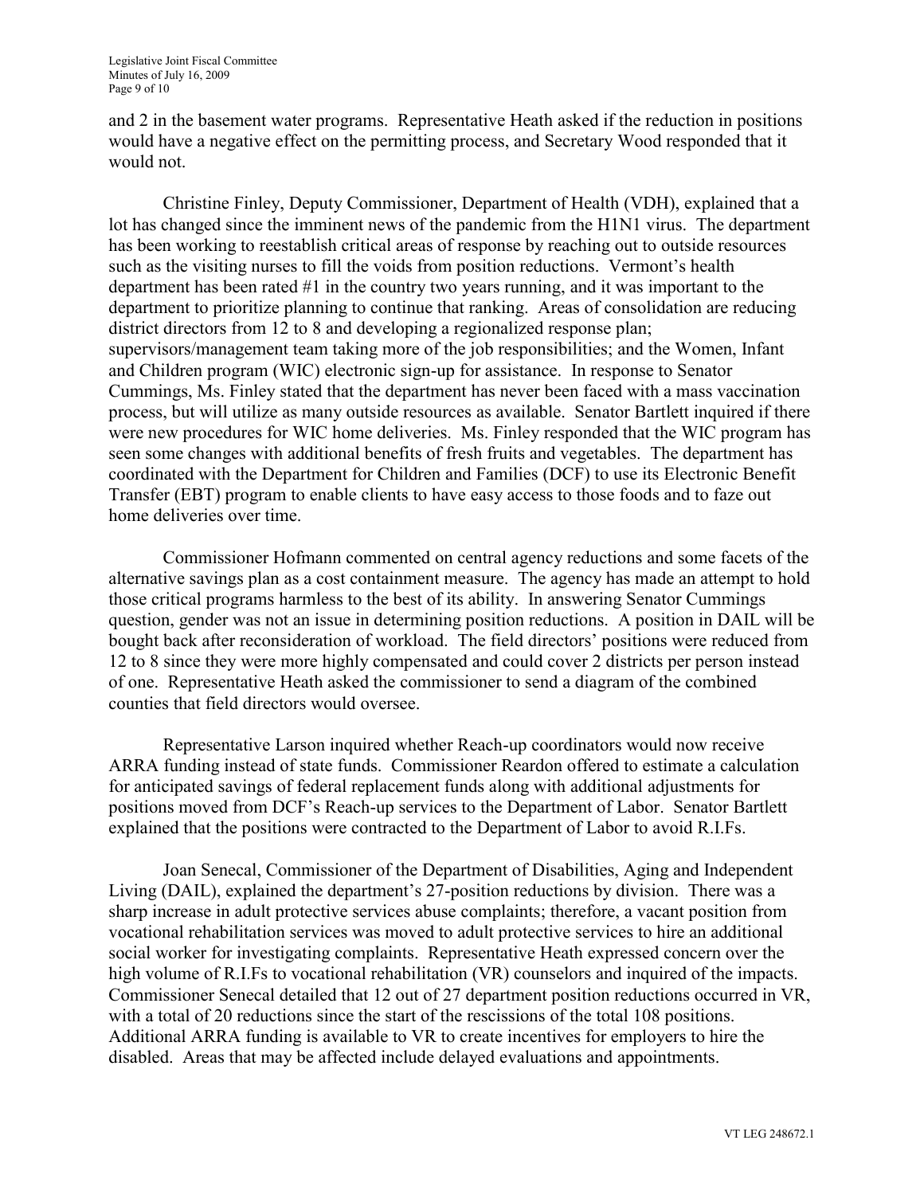and 2 in the basement water programs. Representative Heath asked if the reduction in positions would have a negative effect on the permitting process, and Secretary Wood responded that it would not.

Christine Finley, Deputy Commissioner, Department of Health (VDH), explained that a lot has changed since the imminent news of the pandemic from the H1N1 virus. The department has been working to reestablish critical areas of response by reaching out to outside resources such as the visiting nurses to fill the voids from position reductions. Vermont's health department has been rated #1 in the country two years running, and it was important to the department to prioritize planning to continue that ranking. Areas of consolidation are reducing district directors from 12 to 8 and developing a regionalized response plan; supervisors/management team taking more of the job responsibilities; and the Women, Infant and Children program (WIC) electronic sign-up for assistance. In response to Senator Cummings, Ms. Finley stated that the department has never been faced with a mass vaccination process, but will utilize as many outside resources as available. Senator Bartlett inquired if there were new procedures for WIC home deliveries. Ms. Finley responded that the WIC program has seen some changes with additional benefits of fresh fruits and vegetables. The department has coordinated with the Department for Children and Families (DCF) to use its Electronic Benefit Transfer (EBT) program to enable clients to have easy access to those foods and to faze out home deliveries over time.

Commissioner Hofmann commented on central agency reductions and some facets of the alternative savings plan as a cost containment measure. The agency has made an attempt to hold those critical programs harmless to the best of its ability. In answering Senator Cummings question, gender was not an issue in determining position reductions. A position in DAIL will be bought back after reconsideration of workload. The field directors' positions were reduced from 12 to 8 since they were more highly compensated and could cover 2 districts per person instead of one. Representative Heath asked the commissioner to send a diagram of the combined counties that field directors would oversee.

Representative Larson inquired whether Reach-up coordinators would now receive ARRA funding instead of state funds. Commissioner Reardon offered to estimate a calculation for anticipated savings of federal replacement funds along with additional adjustments for positions moved from DCF's Reach-up services to the Department of Labor. Senator Bartlett explained that the positions were contracted to the Department of Labor to avoid R.I.Fs.

Joan Senecal, Commissioner of the Department of Disabilities, Aging and Independent Living (DAIL), explained the department's 27-position reductions by division. There was a sharp increase in adult protective services abuse complaints; therefore, a vacant position from vocational rehabilitation services was moved to adult protective services to hire an additional social worker for investigating complaints. Representative Heath expressed concern over the high volume of R.I.Fs to vocational rehabilitation (VR) counselors and inquired of the impacts. Commissioner Senecal detailed that 12 out of 27 department position reductions occurred in VR, with a total of 20 reductions since the start of the rescissions of the total 108 positions. Additional ARRA funding is available to VR to create incentives for employers to hire the disabled. Areas that may be affected include delayed evaluations and appointments.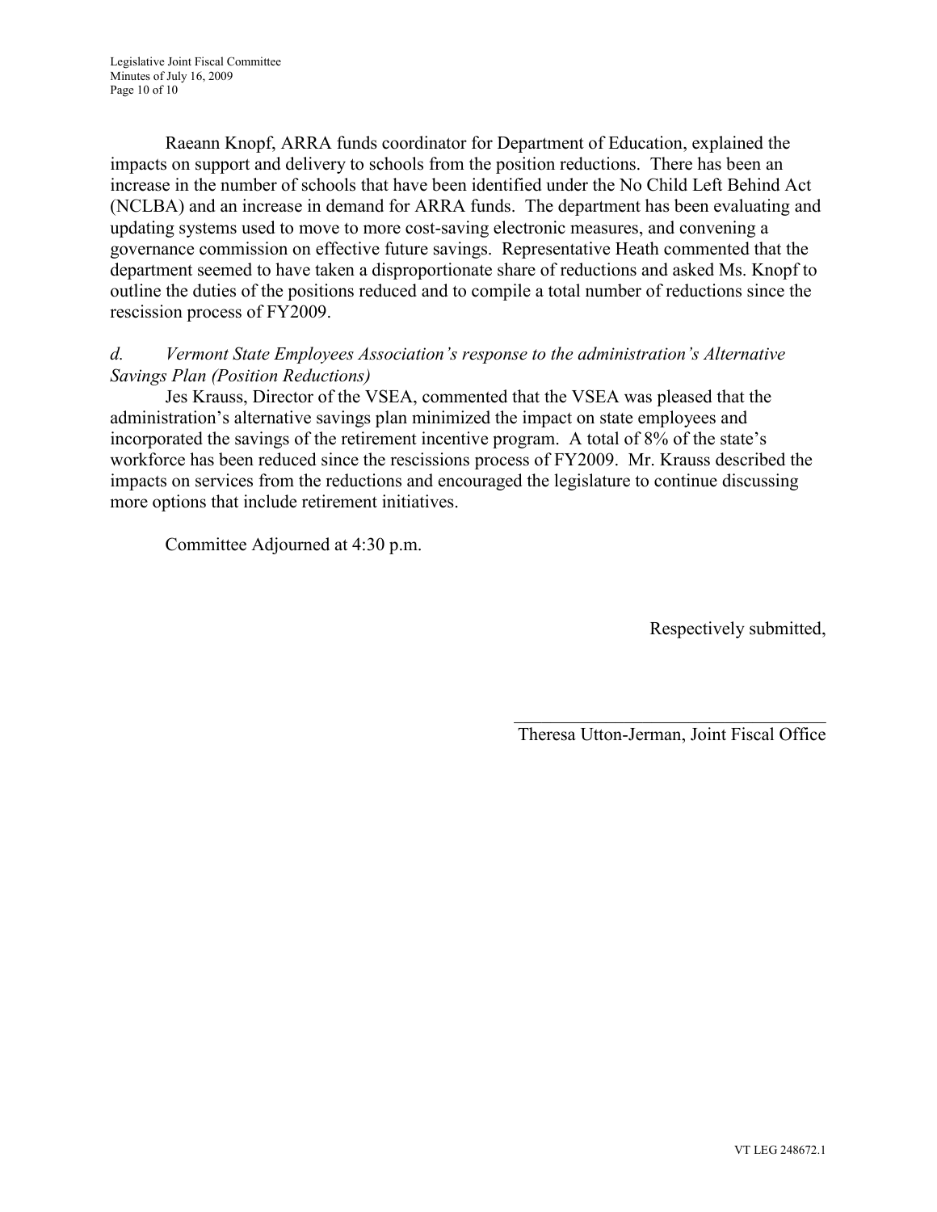Raeann Knopf, ARRA funds coordinator for Department of Education, explained the impacts on support and delivery to schools from the position reductions. There has been an increase in the number of schools that have been identified under the No Child Left Behind Act (NCLBA) and an increase in demand for ARRA funds. The department has been evaluating and updating systems used to move to more cost-saving electronic measures, and convening a governance commission on effective future savings. Representative Heath commented that the department seemed to have taken a disproportionate share of reductions and asked Ms. Knopf to outline the duties of the positions reduced and to compile a total number of reductions since the rescission process of FY2009.

*d. Vermont State Employees Association's response to the administration's Alternative Savings Plan (Position Reductions)*

Jes Krauss, Director of the VSEA, commented that the VSEA was pleased that the administration's alternative savings plan minimized the impact on state employees and incorporated the savings of the retirement incentive program. A total of 8% of the state's workforce has been reduced since the rescissions process of FY2009. Mr. Krauss described the impacts on services from the reductions and encouraged the legislature to continue discussing more options that include retirement initiatives.

Committee Adjourned at 4:30 p.m.

Respectively submitted,

Theresa Utton-Jerman, Joint Fiscal Office

VT LEG 248672.1